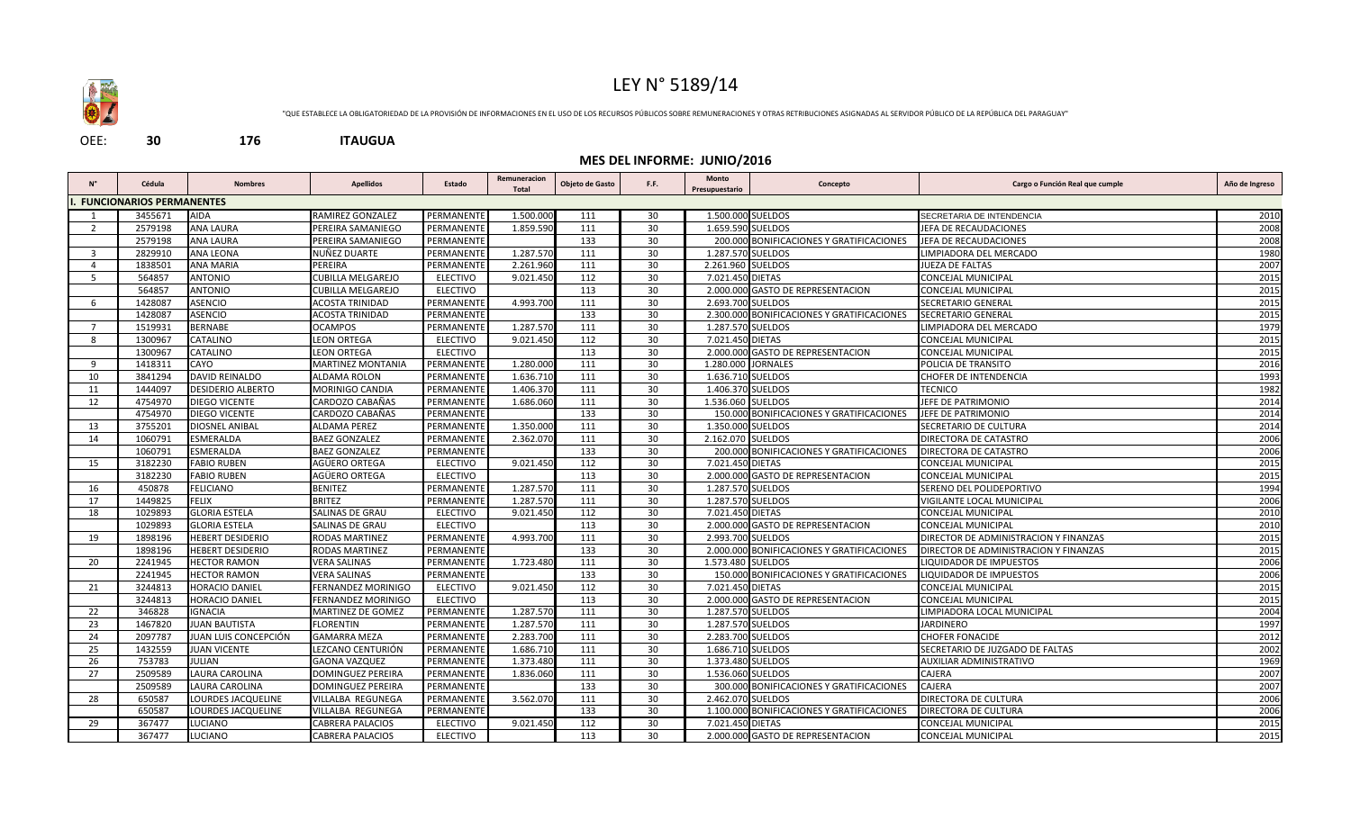# LEY N° 5189/14

"QUE ESTABLECE LA OBLIGATORIEDAD DE LA PROVISIÓN DE INFORMACIONES EN EL USO DE LOS RECURSOS PÚBLICOS SOBRE REMUNERACIONES Y OTRAS RETRIBUCIONES ASIGNADAS AL SERVIDOR PÚBLICO DE LA REPÚBLICA DEL PARAGUAY"

OEE: **30** **176** **ITAUGUA**

## MES DEL INFORME: JUNIO/2016

| N° | Cédula | Nombres | Apellidos | Estado | Remuneracion Total | Objeto de Gasto | F.F. | Monto Presupuestario | Concepto | Cargo o Función Real que cumple | Año de Ingreso |
|---|---|---|---|---|---|---|---|---|---|---|---|
| **I. FUNCIONARIOS PERMANENTES** | | | | | | | | | | | |
| 1 | 3455671 | AIDA | RAMIREZ GONZALEZ | PERMANENTE | 1.500.000 | 111 | 30 | 1.500.000 | SUELDOS | SECRETARIA DE INTENDENCIA | 2010 |
| 2 | 2579198 | ANA LAURA | PEREIRA SAMANIEGO | PERMANENTE | 1.859.590 | 111 | 30 | 1.659.590 | SUELDOS | JEFA DE RECAUDACIONES | 2008 |
| | 2579198 | ANA LAURA | PEREIRA SAMANIEGO | PERMANENTE | | 133 | 30 | 200.000 | BONIFICACIONES Y GRATIFICACIONES | JEFA DE RECAUDACIONES | 2008 |
| 3 | 2829910 | ANA LEONA | NUÑEZ DUARTE | PERMANENTE | 1.287.570 | 111 | 30 | 1.287.570 | SUELDOS | LIMPIADORA DEL MERCADO | 1980 |
| 4 | 1838501 | ANA MARIA | PEREIRA | PERMANENTE | 2.261.960 | 111 | 30 | 2.261.960 | SUELDOS | JUEZA DE FALTAS | 2007 |
| 5 | 564857 | ANTONIO | CUBILLA MELGAREJO | ELECTIVO | 9.021.450 | 112 | 30 | 7.021.450 | DIETAS | CONCEJAL MUNICIPAL | 2015 |
| | 564857 | ANTONIO | CUBILLA MELGAREJO | ELECTIVO | | 113 | 30 | 2.000.000 | GASTO DE REPRESENTACION | CONCEJAL MUNICIPAL | 2015 |
| 6 | 1428087 | ASENCIO | ACOSTA TRINIDAD | PERMANENTE | 4.993.700 | 111 | 30 | 2.693.700 | SUELDOS | SECRETARIO GENERAL | 2015 |
| | 1428087 | ASENCIO | ACOSTA TRINIDAD | PERMANENTE | | 133 | 30 | 2.300.000 | BONIFICACIONES Y GRATIFICACIONES | SECRETARIO GENERAL | 2015 |
| 7 | 1519931 | BERNABE | OCAMPOS | PERMANENTE | 1.287.570 | 111 | 30 | 1.287.570 | SUELDOS | LIMPIADORA DEL MERCADO | 1979 |
| 8 | 1300967 | CATALINO | LEON ORTEGA | ELECTIVO | 9.021.450 | 112 | 30 | 7.021.450 | DIETAS | CONCEJAL MUNICIPAL | 2015 |
| | 1300967 | CATALINO | LEON ORTEGA | ELECTIVO | | 113 | 30 | 2.000.000 | GASTO DE REPRESENTACION | CONCEJAL MUNICIPAL | 2015 |
| 9 | 1418311 | CAYO | MARTINEZ MONTANIA | PERMANENTE | 1.280.000 | 111 | 30 | 1.280.000 | JORNALES | POLICIA DE TRANSITO | 2016 |
| 10 | 3841294 | DAVID REINALDO | ALDAMA ROLON | PERMANENTE | 1.636.710 | 111 | 30 | 1.636.710 | SUELDOS | CHOFER DE INTENDENCIA | 1993 |
| 11 | 1444097 | DESIDERIO ALBERTO | MORINIGO CANDIA | PERMANENTE | 1.406.370 | 111 | 30 | 1.406.370 | SUELDOS | TECNICO | 1982 |
| 12 | 4754970 | DIEGO VICENTE | CARDOZO CABAÑAS | PERMANENTE | 1.686.060 | 111 | 30 | 1.536.060 | SUELDOS | JEFE DE PATRIMONIO | 2014 |
| | 4754970 | DIEGO VICENTE | CARDOZO CABAÑAS | PERMANENTE | | 133 | 30 | 150.000 | BONIFICACIONES Y GRATIFICACIONES | JEFE DE PATRIMONIO | 2014 |
| 13 | 3755201 | DIOSNEL ANIBAL | ALDAMA PEREZ | PERMANENTE | 1.350.000 | 111 | 30 | 1.350.000 | SUELDOS | SECRETARIO DE CULTURA | 2014 |
| 14 | 1060791 | ESMERALDA | BAEZ GONZALEZ | PERMANENTE | 2.362.070 | 111 | 30 | 2.162.070 | SUELDOS | DIRECTORA DE CATASTRO | 2006 |
| | 1060791 | ESMERALDA | BAEZ GONZALEZ | PERMANENTE | | 133 | 30 | 200.000 | BONIFICACIONES Y GRATIFICACIONES | DIRECTORA DE CATASTRO | 2006 |
| 15 | 3182230 | FABIO RUBEN | AGÜERO ORTEGA | ELECTIVO | 9.021.450 | 112 | 30 | 7.021.450 | DIETAS | CONCEJAL MUNICIPAL | 2015 |
| | 3182230 | FABIO RUBEN | AGÜERO ORTEGA | ELECTIVO | | 113 | 30 | 2.000.000 | GASTO DE REPRESENTACION | CONCEJAL MUNICIPAL | 2015 |
| 16 | 450878 | FELICIANO | BENITEZ | PERMANENTE | 1.287.570 | 111 | 30 | 1.287.570 | SUELDOS | SERENO DEL POLIDEPORTIVO | 1994 |
| 17 | 1449825 | FELIX | BRITEZ | PERMANENTE | 1.287.570 | 111 | 30 | 1.287.570 | SUELDOS | VIGILANTE LOCAL MUNICIPAL | 2006 |
| 18 | 1029893 | GLORIA ESTELA | SALINAS DE GRAU | ELECTIVO | 9.021.450 | 112 | 30 | 7.021.450 | DIETAS | CONCEJAL MUNICIPAL | 2010 |
| | 1029893 | GLORIA ESTELA | SALINAS DE GRAU | ELECTIVO | | 113 | 30 | 2.000.000 | GASTO DE REPRESENTACION | CONCEJAL MUNICIPAL | 2010 |
| 19 | 1898196 | HEBERT DESIDERIO | RODAS MARTINEZ | PERMANENTE | 4.993.700 | 111 | 30 | 2.993.700 | SUELDOS | DIRECTOR DE ADMINISTRACION Y FINANZAS | 2015 |
| | 1898196 | HEBERT DESIDERIO | RODAS MARTINEZ | PERMANENTE | | 133 | 30 | 2.000.000 | BONIFICACIONES Y GRATIFICACIONES | DIRECTOR DE ADMINISTRACION Y FINANZAS | 2015 |
| 20 | 2241945 | HECTOR RAMON | VERA SALINAS | PERMANENTE | 1.723.480 | 111 | 30 | 1.573.480 | SUELDOS | LIQUIDADOR DE IMPUESTOS | 2006 |
| | 2241945 | HECTOR RAMON | VERA SALINAS | PERMANENTE | | 133 | 30 | 150.000 | BONIFICACIONES Y GRATIFICACIONES | LIQUIDADOR DE IMPUESTOS | 2006 |
| 21 | 3244813 | HORACIO DANIEL | FERNANDEZ MORINIGO | ELECTIVO | 9.021.450 | 112 | 30 | 7.021.450 | DIETAS | CONCEJAL MUNICIPAL | 2015 |
| | 3244813 | HORACIO DANIEL | FERNANDEZ MORINIGO | ELECTIVO | | 113 | 30 | 2.000.000 | GASTO DE REPRESENTACION | CONCEJAL MUNICIPAL | 2015 |
| 22 | 346828 | IGNACIA | MARTINEZ DE GOMEZ | PERMANENTE | 1.287.570 | 111 | 30 | 1.287.570 | SUELDOS | LIMPIADORA LOCAL MUNICIPAL | 2004 |
| 23 | 1467820 | JUAN BAUTISTA | FLORENTIN | PERMANENTE | 1.287.570 | 111 | 30 | 1.287.570 | SUELDOS | JARDINERO | 1997 |
| 24 | 2097787 | JUAN LUIS CONCEPCIÓN | GAMARRA MEZA | PERMANENTE | 2.283.700 | 111 | 30 | 2.283.700 | SUELDOS | CHOFER FONACIDE | 2012 |
| 25 | 1432559 | JUAN VICENTE | LEZCANO CENTURIÓN | PERMANENTE | 1.686.710 | 111 | 30 | 1.686.710 | SUELDOS | SECRETARIO DE JUZGADO DE FALTAS | 2002 |
| 26 | 753783 | JULIAN | GAONA VAZQUEZ | PERMANENTE | 1.373.480 | 111 | 30 | 1.373.480 | SUELDOS | AUXILIAR ADMINISTRATIVO | 1969 |
| 27 | 2509589 | LAURA CAROLINA | DOMINGUEZ PEREIRA | PERMANENTE | 1.836.060 | 111 | 30 | 1.536.060 | SUELDOS | CAJERA | 2007 |
| | 2509589 | LAURA CAROLINA | DOMINGUEZ PEREIRA | PERMANENTE | | 133 | 30 | 300.000 | BONIFICACIONES Y GRATIFICACIONES | CAJERA | 2007 |
| 28 | 650587 | LOURDES JACQUELINE | VILLALBA REGUNEGA | PERMANENTE | 3.562.070 | 111 | 30 | 2.462.070 | SUELDOS | DIRECTORA DE CULTURA | 2006 |
| | 650587 | LOURDES JACQUELINE | VILLALBA REGUNEGA | PERMANENTE | | 133 | 30 | 1.100.000 | BONIFICACIONES Y GRATIFICACIONES | DIRECTORA DE CULTURA | 2006 |
| 29 | 367477 | LUCIANO | CABRERA PALACIOS | ELECTIVO | 9.021.450 | 112 | 30 | 7.021.450 | DIETAS | CONCEJAL MUNICIPAL | 2015 |
| | 367477 | LUCIANO | CABRERA PALACIOS | ELECTIVO | | 113 | 30 | 2.000.000 | GASTO DE REPRESENTACION | CONCEJAL MUNICIPAL | 2015 |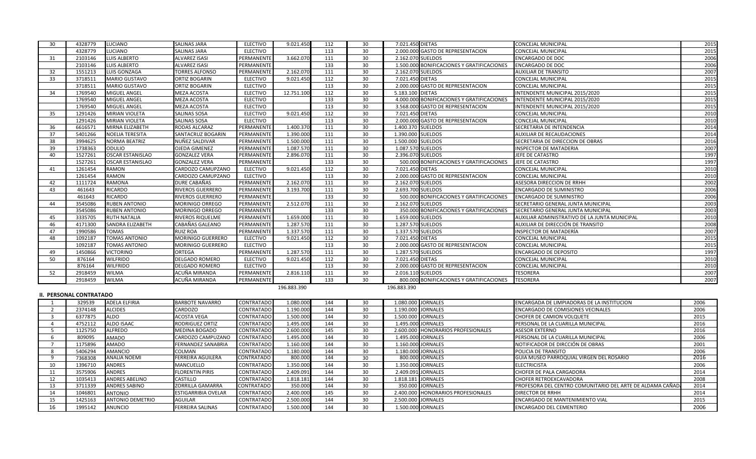| 30 | 4328779 | LUCIANO | SALINAS JARA | ELECTIVO | 9.021.450 | 112 | 30 | 7.021.450 | DIETAS | CONCEJAL MUNICIPAL | 2015 |
|---|---|---|---|---|---|---|---|---|---|---|---|
| | 4328779 | LUCIANO | SALINAS JARA | ELECTIVO | | 113 | 30 | 2.000.000 | GASTO DE REPRESENTACION | CONCEJAL MUNICIPAL | 2015 |
| 31 | 2103146 | LUIS ALBERTO | ALVAREZ ISASI | PERMANENTE | 3.662.070 | 111 | 30 | 2.162.070 | SUELDOS | ENCARGADO DE DOC | 2006 |
| | 2103146 | LUIS ALBERTO | ALVAREZ ISASI | PERMANENTE | | 133 | 30 | 1.500.000 | BONIFICACIONES Y GRATIFICACIONES | ENCARGADO DE DOC | 2006 |
| 32 | 1551213 | LUIS GONZAGA | TORRES ALFONSO | PERMANENTE | 2.162.070 | 111 | 30 | 2.162.070 | SUELDOS | AUXILIAR DE TRANSITO | 2007 |
| 33 | 3718511 | MARIO GUSTAVO | ORTIZ BOGARIN | ELECTIVO | 9.021.450 | 112 | 30 | 7.021.450 | DIETAS | CONCEJAL MUNICIPAL | 2015 |
| | 3718511 | MARIO GUSTAVO | ORTIZ BOGARIN | ELECTIVO | | 113 | 30 | 2.000.000 | GASTO DE REPRESENTACION | CONCEJAL MUNICIPAL | 2015 |
| 34 | 1769540 | MIGUEL ANGEL | MEZA ACOSTA | ELECTIVO | 12.751.100 | 112 | 30 | 5.183.100 | DIETAS | INTENDENTE MUNICIPAL 2015/2020 | 2015 |
| | 1769540 | MIGUEL ANGEL | MEZA ACOSTA | ELECTIVO | | 133 | 30 | 4.000.000 | BONIFICACIONES Y GRATIFICACIONES | INTENDENTE MUNICIPAL 2015/2020 | 2015 |
| | 1769540 | MIGUEL ANGEL | MEZA ACOSTA | ELECTIVO | | 113 | 30 | 3.568.000 | GASTO DE REPRESENTACION | INTENDENTE MUNICIPAL 2015/2020 | 2015 |
| 35 | 1291426 | MIRIAN VIOLETA | SALINAS SOSA | ELECTIVO | 9.021.450 | 112 | 30 | 7.021.450 | DIETAS | CONCEJAL MUNICIPAL | 2010 |
| | 1291426 | MIRIAN VIOLETA | SALINAS SOSA | ELECTIVO | | 113 | 30 | 2.000.000 | GASTO DE REPRESENTACION | CONCEJAL MUNICIPAL | 2010 |
| 36 | 6616571 | MIRNA ELIZABETH | RODAS ALCARAZ | PERMANENTE | 1.400.370 | 111 | 30 | 1.400.370 | SUELDOS | SECRETARIA DE INTENDENCIA | 2014 |
| 37 | 5401266 | NOELIA TERESITA | SANTACRUZ BOGARIN | PERMANENTE | 1.390.000 | 111 | 30 | 1.390.000 | SUELDOS | AUXILIAR DE RECAUDACIONES | 2014 |
| 38 | 3994625 | NORMA BEATRIZ | NUÑEZ SALDIVAR | PERMANENTE | 1.500.000 | 111 | 30 | 1.500.000 | SUELDOS | SECRETARIA DE DIRECCION DE OBRAS | 2016 |
| 39 | 1738363 | ODULIO | OJEDA GIMENEZ | PERMANENTE | 1.087.570 | 111 | 30 | 1.087.570 | SUELDOS | INSPECTOR DE MATADERIA | 2007 |
| 40 | 1527261 | OSCAR ESTANISLAO | GONZALEZ VERA | PERMANENTE | 2.896.070 | 111 | 30 | 2.396.070 | SUELDOS | JEFE DE CATASTRO | 1997 |
| | 1527261 | OSCAR ESTANISLAO | GONZALEZ VERA | PERMANENTE | | 133 | 30 | 500.000 | BONIFICACIONES Y GRATIFICACIONES | JEFE DE CATASTRO | 1997 |
| 41 | 1261454 | RAMON | CARDOZO CAMUPZANO | ELECTIVO | 9.021.450 | 112 | 30 | 7.021.450 | DIETAS | CONCEJAL MUNICIPAL | 2010 |
| | 1261454 | RAMON | CARDOZO CAMUPZANO | ELECTIVO | | 113 | 30 | 2.000.000 | GASTO DE REPRESENTACION | CONCEJAL MUNICIPAL | 2010 |
| 42 | 1111724 | RAMONA | DURE CABAÑAS | PERMANENTE | 2.162.070 | 111 | 30 | 2.162.070 | SUELDOS | ASESORA DIRECCION DE RRHH | 2002 |
| 43 | 461643 | RICARDO | RIVEROS GUERRERO | PERMANENTE | 3.193.700 | 111 | 30 | 2.693.700 | SUELDOS | ENCARGADO DE SUMINISTRO | 2006 |
| | 461643 | RICARDO | RIVEROS GUERRERO | PERMANENTE | | 133 | 30 | 500.000 | BONIFICACIONES Y GRATIFICACIONES | ENCARGADO DE SUMINISTRO | 2006 |
| 44 | 3545086 | RUBEN ANTONIO | MORINIGO ORREGO | PERMANENTE | 2.512.070 | 111 | 30 | 2.162.070 | SUELDOS | SECRETARIO GENERAL JUNTA MUNICIPAL | 2003 |
| | 3545086 | RUBEN ANTONIO | MORINIGO ORREGO | PERMANENTE | | 133 | 30 | 350.000 | BONIFICACIONES Y GRATIFICACIONES | SECRETARIO GENERAL JUNTA MUNICIPAL | 2003 |
| 45 | 3335705 | RUTH NATALIA | RIVEROS RIQUELME | PERMANENTE | 1.659.000 | 111 | 30 | 1.659.000 | SUELDOS | AUXILIAR ADMINISTRATIVO DE LA JUNTA MUNICIPAL | 2010 |
| 46 | 4171300 | SANDRA ELIZABETH | CABAÑAS GALEANO | PERMANENTE | 1.287.570 | 111 | 30 | 1.287.570 | SUELDOS | AUXILIAR DE DIRECCIÓN DE TRANSITO | 2008 |
| 47 | 1990586 | TOMAS | RUIZ ROA | PERMANENTE | 1.337.570 | 111 | 30 | 1.337.570 | SUELDOS | INSPECTOR DE MATADERÍA | 2007 |
| 48 | 1092187 | TOMAS ANTONIO | MORINIGO GUERRERO | ELECTIVO | 9.021.450 | 112 | 30 | 7.021.450 | DIETAS | CONCEJAL MUNICIPAL | 2015 |
| | 1092187 | TOMAS ANTONIO | MORINIGO GUERRERO | ELECTIVO | | 113 | 30 | 2.000.000 | GASTO DE REPRESENTACION | CONCEJAL MUNICIPAL | 2015 |
| 49 | 1450866 | VICTORINO | ORTEGA | PERMANENTE | 1.287.570 | 111 | 30 | 1.287.570 | SUELDOS | ENCARGADO DE DEPOSITO | 1997 |
| 50 | 876164 | WILFRIDO | DELGADO ROMERO | ELECTIVO | 9.021.450 | 112 | 30 | 7.021.450 | DIETAS | CONCEJAL MUNICIPAL | 2010 |
| | 876164 | WILFRIDO | DELGADO ROMERO | ELECTIVO | | 113 | 30 | 2.000.000 | GASTO DE REPRESENTACION | CONCEJAL MUNICIPAL | 2010 |
| 52 | 2918459 | WILMA | ACUÑA MIRANDA | PERMANENTE | 2.816.110 | 111 | 30 | 2.016.110 | SUELDOS | TESORERA | 2007 |
| | 2918459 | WILMA | ACUÑA MIRANDA | PERMANENTE | | 133 | 30 | 800.000 | BONIFICACIONES Y GRATIFICACIONES | TESORERA | 2007 |
| | | | | | 196.883.390 | | | 196.883.390 | | | |

**II. PERSONAL CONTRATADO**

| 1 | 329539 | ADELA ELFIRIA | BARBOTE NAVARRO | CONTRATADO | 1.080.000 | 144 | 30 | 1.080.000 | JORNALES | ENCARGADA DE LIMPIADORAS DE LA INSTITUCION | 2006 |
|---|---|---|---|---|---|---|---|---|---|---|---|
| 2 | 2374148 | ALCIDES | CARDOZO | CONTRATADO | 1.190.000 | 144 | 30 | 1.190.000 | JORNALES | ENCARGADO DE COMISIONES VECINALES | 2006 |
| 3 | 6377875 | ALDO | ACOSTA VEGA | CONTRATADO | 1.500.000 | 144 | 30 | 1.500.000 | JORNALES | CHOFER DE CAMION VOLQUETE | 2015 |
| 4 | 4752112 | ALDO ISAAC | RODRIGUEZ ORTIZ | CONTRATADO | 1.495.000 | 144 | 30 | 1.495.000 | JORNALES | PERSONAL DE LA CUARILLA MUNICIPAL | 2016 |
| 5 | 1125750 | ALFREDO | MEDINA BOGADO | CONTRATADO | 2.600.000 | 145 | 30 | 2.600.000 | HONORARIOS PROFESIONALES | ASESOR EXTERNO | 2016 |
| 6 | 809095 | AMADO | CARDOZO CAMPUZANO | CONTRATADO | 1.495.000 | 144 | 30 | 1.495.000 | JORNALES | PERSONAL DE LA CUARILLA MUNICIPAL | 2006 |
| 7 | 1175896 | AMADO | FERNANDEZ SANABRIA | CONTRATADO | 1.160.000 | 144 | 30 | 1.160.000 | JORNALES | NOTIFICADOR DE DIRCCIÓN DE OBRAS | 2001 |
| 8 | 5406294 | AMANCIO | COLMAN | CONTRATADO | 1.180.000 | 144 | 30 | 1.180.000 | JORNALES | POLICIA DE TRANSITO | 2006 |
| 9 | 7368308 | ANALIA NOEMI | FERREIRA AGUILERA | CONTRATADO | 800.000 | 144 | 30 | 800.000 | JORNALES | GUIA MUSEO PARROQUIAL VIRGEN DEL ROSARIO | 2016 |
| 10 | 1396710 | ANDRES | MANCUELLO | CONTRATADO | 1.350.000 | 144 | 30 | 1.350.000 | JORNALES | ELECTRICISTA | 2006 |
| 11 | 3575906 | ANDRES | FLORENTIN PIRIS | CONTRATADO | 2.409.091 | 144 | 30 | 2.409.091 | JORNALES | CHOFER DE PALA CARGADORA | 2014 |
| 12 | 1035413 | ANDRES ABELINO | CASTILLO | CONTRATADO | 1.818.181 | 144 | 30 | 1.818.181 | JORNALES | CHOFER RETROEXCAVADORA | 2008 |
| 13 | 3711339 | ANDRES SABINO | ZORRILLA GAMARRA | CONTRATADO | 350.000 | 144 | 30 | 350.000 | JORNALES | PROFESORA DEL CENTRO COMUNITARIO DEL ARTE DE ALDAMA CAÑAD | 2014 |
| 14 | 1046801 | ANTONIO | ESTIGARRIBIA OVELAR | CONTRATADO | 2.400.000 | 145 | 30 | 2.400.000 | HONORARIOS PROFESIONALES | DIRECTOR DE RRHH | 2014 |
| 15 | 1425163 | ANTONIO DEMETRIO | AGUILAR | CONTRATADO | 2.500.000 | 144 | 30 | 2.500.000 | JORNALES | ENCARGADO DE MANTENIMIENTO VIAL | 2015 |
| 16 | 1995142 | ANUNCIO | FERREIRA SALINAS | CONTRATADO | 1.500.000 | 144 | 30 | 1.500.000 | JORNALES | ENCARGADO DEL CEMENTERIO | 2006 |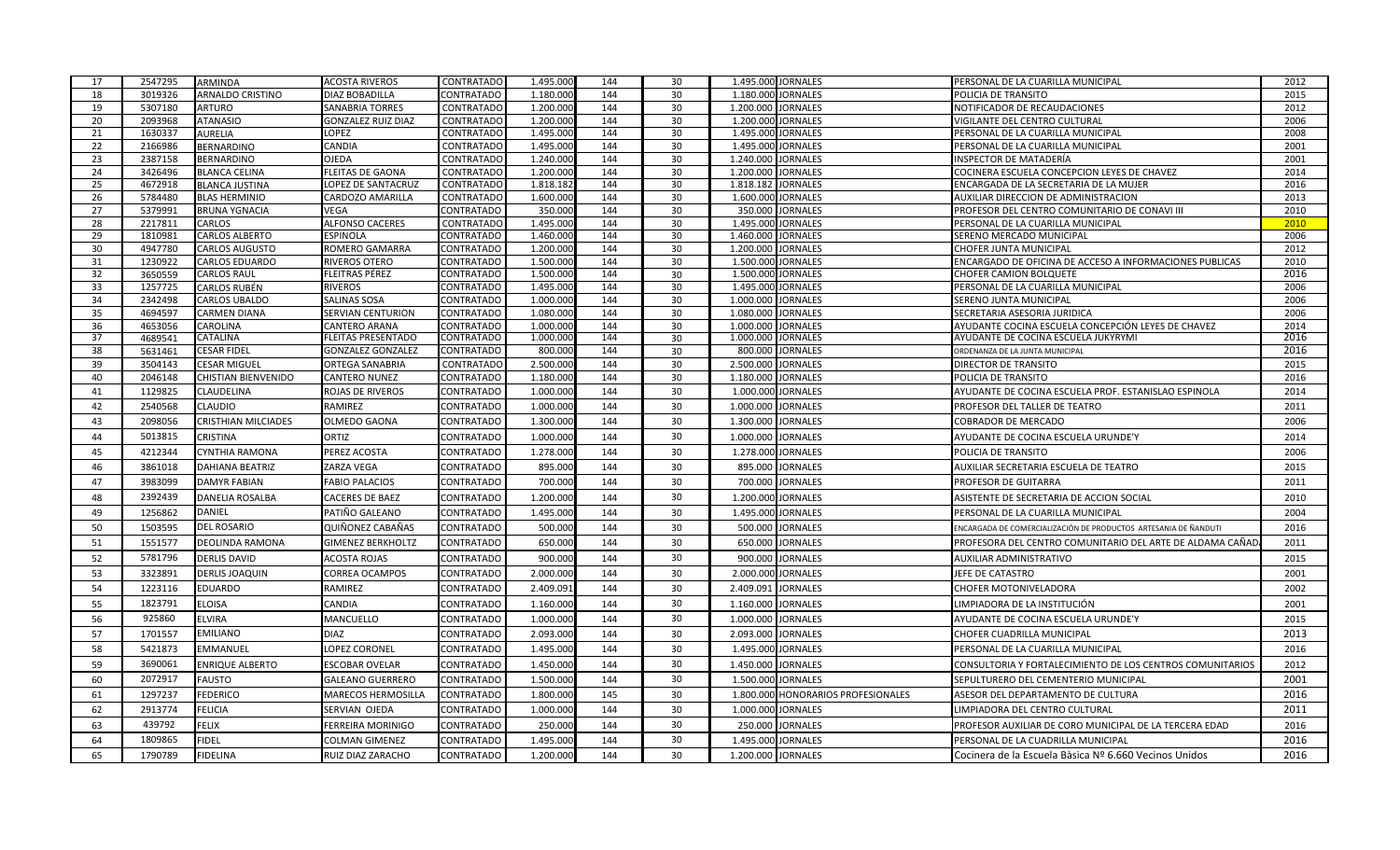| 17 | 2547295 | ARMINDA | ACOSTA RIVEROS | CONTRATADO | 1.495.000 | 144 | 30 | 1.495.000 | JORNALES | PERSONAL DE LA CUARILLA MUNICIPAL | 2012 |
|---|---|---|---|---|---|---|---|---|---|---|---|
| 18 | 3019326 | ARNALDO CRISTINO | DIAZ BOBADILLA | CONTRATADO | 1.180.000 | 144 | 30 | 1.180.000 | JORNALES | POLICIA DE TRANSITO | 2015 |
| 19 | 5307180 | ARTURO | SANABRIA TORRES | CONTRATADO | 1.200.000 | 144 | 30 | 1.200.000 | JORNALES | NOTIFICADOR DE RECAUDACIONES | 2012 |
| 20 | 2093968 | ATANASIO | GONZALEZ RUIZ DIAZ | CONTRATADO | 1.200.000 | 144 | 30 | 1.200.000 | JORNALES | VIGILANTE DEL CENTRO CULTURAL | 2006 |
| 21 | 1630337 | AURELIA | LOPEZ | CONTRATADO | 1.495.000 | 144 | 30 | 1.495.000 | JORNALES | PERSONAL DE LA CUARILLA MUNICIPAL | 2008 |
| 22 | 2166986 | BERNARDINO | CANDIA | CONTRATADO | 1.495.000 | 144 | 30 | 1.495.000 | JORNALES | PERSONAL DE LA CUARILLA MUNICIPAL | 2001 |
| 23 | 2387158 | BERNARDINO | OJEDA | CONTRATADO | 1.240.000 | 144 | 30 | 1.240.000 | JORNALES | INSPECTOR DE MATADERÍA | 2001 |
| 24 | 3426496 | BLANCA CELINA | FLEITAS DE GAONA | CONTRATADO | 1.200.000 | 144 | 30 | 1.200.000 | JORNALES | COCINERA ESCUELA CONCEPCION LEYES DE CHAVEZ | 2014 |
| 25 | 4672918 | BLANCA JUSTINA | LOPEZ DE SANTACRUZ | CONTRATADO | 1.818.182 | 144 | 30 | 1.818.182 | JORNALES | ENCARGADA DE LA SECRETARIA DE LA MUJER | 2016 |
| 26 | 5784480 | BLAS HERMINIO | CARDOZO AMARILLA | CONTRATADO | 1.600.000 | 144 | 30 | 1.600.000 | JORNALES | AUXILIAR DIRECCION DE ADMINISTRACION | 2013 |
| 27 | 5379991 | BRUNA YGNACIA | VEGA | CONTRATADO | 350.000 | 144 | 30 | 350.000 | JORNALES | PROFESOR DEL CENTRO COMUNITARIO DE CONAVI III | 2010 |
| 28 | 2217811 | CARLOS | ALFONSO CACERES | CONTRATADO | 1.495.000 | 144 | 30 | 1.495.000 | JORNALES | PERSONAL DE LA CUARILLA MUNICIPAL | 2010 |
| 29 | 1810981 | CARLOS ALBERTO | ESPINOLA | CONTRATADO | 1.460.000 | 144 | 30 | 1.460.000 | JORNALES | SERENO MERCADO MUNICIPAL | 2006 |
| 30 | 4947780 | CARLOS AUGUSTO | ROMERO GAMARRA | CONTRATADO | 1.200.000 | 144 | 30 | 1.200.000 | JORNALES | CHOFER JUNTA MUNICIPAL | 2012 |
| 31 | 1230922 | CARLOS EDUARDO | RIVEROS OTERO | CONTRATADO | 1.500.000 | 144 | 30 | 1.500.000 | JORNALES | ENCARGADO DE OFICINA DE ACCESO A INFORMACIONES PUBLICAS | 2010 |
| 32 | 3650559 | CARLOS RAUL | FLEITRAS PÉREZ | CONTRATADO | 1.500.000 | 144 | 30 | 1.500.000 | JORNALES | CHOFER CAMION BOLQUETE | 2016 |
| 33 | 1257725 | CARLOS RUBÉN | RIVEROS | CONTRATADO | 1.495.000 | 144 | 30 | 1.495.000 | JORNALES | PERSONAL DE LA CUARILLA MUNICIPAL | 2006 |
| 34 | 2342498 | CARLOS UBALDO | SALINAS SOSA | CONTRATADO | 1.000.000 | 144 | 30 | 1.000.000 | JORNALES | SERENO JUNTA MUNICIPAL | 2006 |
| 35 | 4694597 | CARMEN DIANA | SERVIAN CENTURION | CONTRATADO | 1.080.000 | 144 | 30 | 1.080.000 | JORNALES | SECRETARIA ASESORIA JURIDICA | 2006 |
| 36 | 4653056 | CAROLINA | CANTERO ARANA | CONTRATADO | 1.000.000 | 144 | 30 | 1.000.000 | JORNALES | AYUDANTE COCINA ESCUELA CONCEPCIÓN LEYES DE CHAVEZ | 2014 |
| 37 | 4689541 | CATALINA | FLEITAS PRESENTADO | CONTRATADO | 1.000.000 | 144 | 30 | 1.000.000 | JORNALES | AYUDANTE DE COCINA ESCUELA JUKYRYMI | 2016 |
| 38 | 5631461 | CESAR FIDEL | GONZALEZ GONZALEZ | CONTRATADO | 800.000 | 144 | 30 | 800.000 | JORNALES | ORDENANZA DE LA JUNTA MUNICIPAL | 2016 |
| 39 | 3504143 | CESAR MIGUEL | ORTEGA SANABRIA | CONTRATADO | 2.500.000 | 144 | 30 | 2.500.000 | JORNALES | DIRECTOR DE TRANSITO | 2015 |
| 40 | 2046148 | CHISTIAN BIENVENIDO | CANTERO NUNEZ | CONTRATADO | 1.180.000 | 144 | 30 | 1.180.000 | JORNALES | POLICIA DE TRANSITO | 2016 |
| 41 | 1129825 | CLAUDELINA | ROJAS DE RIVEROS | CONTRATADO | 1.000.000 | 144 | 30 | 1.000.000 | JORNALES | AYUDANTE DE COCINA ESCUELA PROF. ESTANISLAO ESPINOLA | 2014 |
| 42 | 2540568 | CLAUDIO | RAMIREZ | CONTRATADO | 1.000.000 | 144 | 30 | 1.000.000 | JORNALES | PROFESOR DEL TALLER DE TEATRO | 2011 |
| 43 | 2098056 | CRISTHIAN MILCIADES | OLMEDO GAONA | CONTRATADO | 1.300.000 | 144 | 30 | 1.300.000 | JORNALES | COBRADOR DE MERCADO | 2006 |
| 44 | 5013815 | CRISTINA | ORTIZ | CONTRATADO | 1.000.000 | 144 | 30 | 1.000.000 | JORNALES | AYUDANTE DE COCINA ESCUELA URUNDE'Y | 2014 |
| 45 | 4212344 | CYNTHIA RAMONA | PEREZ ACOSTA | CONTRATADO | 1.278.000 | 144 | 30 | 1.278.000 | JORNALES | POLICIA DE TRANSITO | 2006 |
| 46 | 3861018 | DAHIANA BEATRIZ | ZARZA VEGA | CONTRATADO | 895.000 | 144 | 30 | 895.000 | JORNALES | AUXILIAR SECRETARIA ESCUELA DE TEATRO | 2015 |
| 47 | 3983099 | DAMYR FABIAN | FABIO PALACIOS | CONTRATADO | 700.000 | 144 | 30 | 700.000 | JORNALES | PROFESOR DE GUITARRA | 2011 |
| 48 | 2392439 | DANELIA ROSALBA | CACERES DE BAEZ | CONTRATADO | 1.200.000 | 144 | 30 | 1.200.000 | JORNALES | ASISTENTE DE SECRETARIA DE ACCION SOCIAL | 2010 |
| 49 | 1256862 | DANIEL | PATIÑO GALEANO | CONTRATADO | 1.495.000 | 144 | 30 | 1.495.000 | JORNALES | PERSONAL DE LA CUARILLA MUNICIPAL | 2004 |
| 50 | 1503595 | DEL ROSARIO | QUIÑONEZ CABAÑAS | CONTRATADO | 500.000 | 144 | 30 | 500.000 | JORNALES | ENCARGADA DE COMERCIALIZACIÓN DE PRODUCTOS ARTESANIA DE ÑANDUTI | 2016 |
| 51 | 1551577 | DEOLINDA RAMONA | GIMENEZ BERKHOLTZ | CONTRATADO | 650.000 | 144 | 30 | 650.000 | JORNALES | PROFESORA DEL CENTRO COMUNITARIO DEL ARTE DE ALDAMA CAÑAD | 2011 |
| 52 | 5781796 | DERLIS DAVID | ACOSTA ROJAS | CONTRATADO | 900.000 | 144 | 30 | 900.000 | JORNALES | AUXILIAR ADMINISTRATIVO | 2015 |
| 53 | 3323891 | DERLIS JOAQUIN | CORREA OCAMPOS | CONTRATADO | 2.000.000 | 144 | 30 | 2.000.000 | JORNALES | JEFE DE CATASTRO | 2001 |
| 54 | 1223116 | EDUARDO | RAMIREZ | CONTRATADO | 2.409.091 | 144 | 30 | 2.409.091 | JORNALES | CHOFER MOTONIVELADORA | 2002 |
| 55 | 1823791 | ELOISA | CANDIA | CONTRATADO | 1.160.000 | 144 | 30 | 1.160.000 | JORNALES | LIMPIADORA DE LA INSTITUCIÓN | 2001 |
| 56 | 925860 | ELVIRA | MANCUELLO | CONTRATADO | 1.000.000 | 144 | 30 | 1.000.000 | JORNALES | AYUDANTE DE COCINA ESCUELA URUNDE'Y | 2015 |
| 57 | 1701557 | EMILIANO | DIAZ | CONTRATADO | 2.093.000 | 144 | 30 | 2.093.000 | JORNALES | CHOFER CUADRILLA MUNICIPAL | 2013 |
| 58 | 5421873 | EMMANUEL | LOPEZ CORONEL | CONTRATADO | 1.495.000 | 144 | 30 | 1.495.000 | JORNALES | PERSONAL DE LA CUARILLA MUNICIPAL | 2016 |
| 59 | 3690061 | ENRIQUE ALBERTO | ESCOBAR OVELAR | CONTRATADO | 1.450.000 | 144 | 30 | 1.450.000 | JORNALES | CONSULTORIA Y FORTALECIMIENTO DE LOS CENTROS COMUNITARIOS | 2012 |
| 60 | 2072917 | FAUSTO | GALEANO GUERRERO | CONTRATADO | 1.500.000 | 144 | 30 | 1.500.000 | JORNALES | SEPULTURERO DEL CEMENTERIO MUNICIPAL | 2001 |
| 61 | 1297237 | FEDERICO | MARECOS HERMOSILLA | CONTRATADO | 1.800.000 | 145 | 30 | 1.800.000 | HONORARIOS PROFESIONALES | ASESOR DEL DEPARTAMENTO DE CULTURA | 2016 |
| 62 | 2913774 | FELICIA | SERVIAN OJEDA | CONTRATADO | 1.000.000 | 144 | 30 | 1.000.000 | JORNALES | LIMPIADORA DEL CENTRO CULTURAL | 2011 |
| 63 | 439792 | FELIX | FERREIRA MORINIGO | CONTRATADO | 250.000 | 144 | 30 | 250.000 | JORNALES | PROFESOR AUXILIAR DE CORO MUNICIPAL DE LA TERCERA EDAD | 2016 |
| 64 | 1809865 | FIDEL | COLMAN GIMENEZ | CONTRATADO | 1.495.000 | 144 | 30 | 1.495.000 | JORNALES | PERSONAL DE LA CUADRILLA MUNICIPAL | 2016 |
| 65 | 1790789 | FIDELINA | RUIZ DIAZ ZARACHO | CONTRATADO | 1.200.000 | 144 | 30 | 1.200.000 | JORNALES | Cocinera de la Escuela Bàsica Nº 6.660 Vecinos Unidos | 2016 |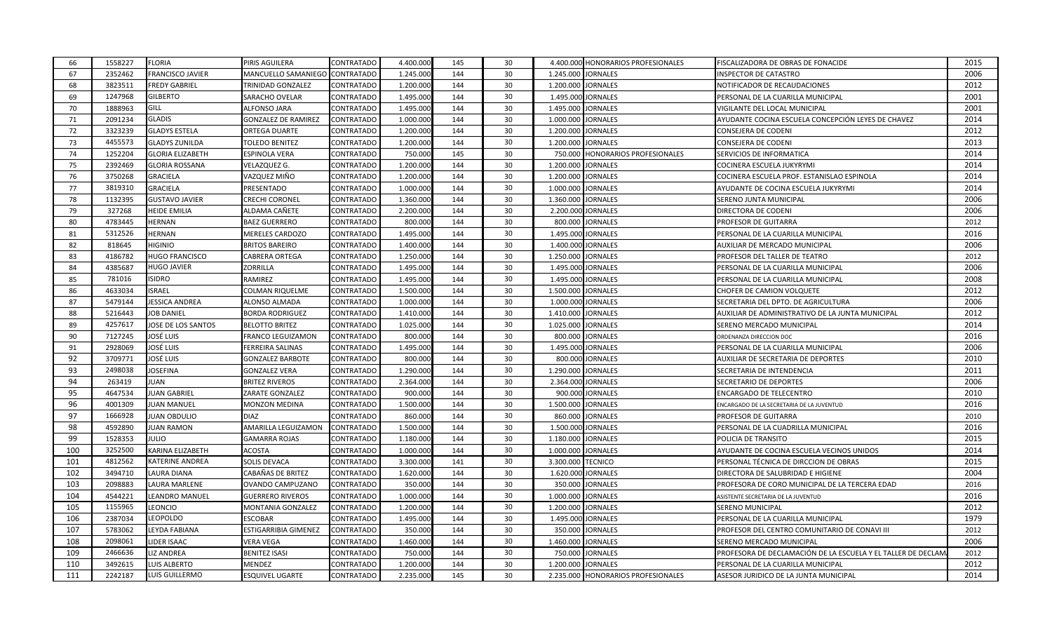| | | | | | | | | | | | |
|---|---|---|---|---|---|---|---|---|---|---|---|
| 66 | 1558227 | FLORIA | PIRIS AGUILERA | CONTRATADO | 4.400.000 | 145 | 30 | 4.400.000 | HONORARIOS PROFESIONALES | FISCALIZADORA DE OBRAS DE FONACIDE | 2015 |
| 67 | 2352462 | FRANCISCO JAVIER | MANCUELLO SAMANIEGO | CONTRATADO | 1.245.000 | 144 | 30 | 1.245.000 | JORNALES | INSPECTOR DE CATASTRO | 2006 |
| 68 | 3823511 | FREDY GABRIEL | TRINIDAD GONZALEZ | CONTRATADO | 1.200.000 | 144 | 30 | 1.200.000 | JORNALES | NOTIFICADOR DE RECAUDACIONES | 2012 |
| 69 | 1247968 | GILBERTO | SARACHO OVELAR | CONTRATADO | 1.495.000 | 144 | 30 | 1.495.000 | JORNALES | PERSONAL DE LA CUARILLA MUNICIPAL | 2001 |
| 70 | 1888963 | GILL | ALFONSO JARA | CONTRATADO | 1.495.000 | 144 | 30 | 1.495.000 | JORNALES | VIGILANTE DEL LOCAL MUNICIPAL | 2001 |
| 71 | 2091234 | GLADIS | GONZALEZ DE RAMIREZ | CONTRATADO | 1.000.000 | 144 | 30 | 1.000.000 | JORNALES | AYUDANTE COCINA ESCUELA CONCEPCIÓN LEYES DE CHAVEZ | 2014 |
| 72 | 3323239 | GLADYS ESTELA | ORTEGA DUARTE | CONTRATADO | 1.200.000 | 144 | 30 | 1.200.000 | JORNALES | CONSEJERA DE CODENI | 2012 |
| 73 | 4455573 | GLADYS ZUNILDA | TOLEDO BENITEZ | CONTRATADO | 1.200.000 | 144 | 30 | 1.200.000 | JORNALES | CONSEJERA DE CODENI | 2013 |
| 74 | 1252204 | GLORIA ELIZABETH | ESPINOLA VERA | CONTRATADO | 750.000 | 145 | 30 | 750.000 | HONORARIOS PROFESIONALES | SERVICIOS DE INFORMATICA | 2014 |
| 75 | 2392469 | GLORIA ROSSANA | VELAZQUEZ G. | CONTRATADO | 1.200.000 | 144 | 30 | 1.200.000 | JORNALES | COCINERA ESCUELA JUKYRYMI | 2014 |
| 76 | 3750268 | GRACIELA | VAZQUEZ MIÑO | CONTRATADO | 1.200.000 | 144 | 30 | 1.200.000 | JORNALES | COCINERA ESCUELA PROF. ESTANISLAO ESPINOLA | 2014 |
| 77 | 3819310 | GRACIELA | PRESENTADO | CONTRATADO | 1.000.000 | 144 | 30 | 1.000.000 | JORNALES | AYUDANTE DE COCINA ESCUELA JUKYRYMI | 2014 |
| 78 | 1132395 | GUSTAVO JAVIER | CRECHI CORONEL | CONTRATADO | 1.360.000 | 144 | 30 | 1.360.000 | JORNALES | SERENO JUNTA MUNICIPAL | 2006 |
| 79 | 327268 | HEIDE EMILIA | ALDAMA CAÑETE | CONTRATADO | 2.200.000 | 144 | 30 | 2.200.000 | JORNALES | DIRECTORA DE CODENI | 2006 |
| 80 | 4783445 | HERNAN | BAEZ GUERRERO | CONTRATADO | 800.000 | 144 | 30 | 800.000 | JORNALES | PROFESOR DE GUITARRA | 2012 |
| 81 | 5312526 | HERNAN | MERELES CARDOZO | CONTRATADO | 1.495.000 | 144 | 30 | 1.495.000 | JORNALES | PERSONAL DE LA CUARILLA MUNICIPAL | 2016 |
| 82 | 818645 | HIGINIO | BRITOS BAREIRO | CONTRATADO | 1.400.000 | 144 | 30 | 1.400.000 | JORNALES | AUXILIAR DE MERCADO MUNICIPAL | 2006 |
| 83 | 4186782 | HUGO FRANCISCO | CABRERA ORTEGA | CONTRATADO | 1.250.000 | 144 | 30 | 1.250.000 | JORNALES | PROFESOR DEL TALLER DE TEATRO | 2012 |
| 84 | 4385687 | HUGO JAVIER | ZORRILLA | CONTRATADO | 1.495.000 | 144 | 30 | 1.495.000 | JORNALES | PERSONAL DE LA CUARILLA MUNICIPAL | 2006 |
| 85 | 781016 | ISIDRO | RAMIREZ | CONTRATADO | 1.495.000 | 144 | 30 | 1.495.000 | JORNALES | PERSONAL DE LA CUARILLA MUNICIPAL | 2008 |
| 86 | 4633034 | ISRAEL | COLMAN RIQUELME | CONTRATADO | 1.500.000 | 144 | 30 | 1.500.000 | JORNALES | CHOFER DE CAMION VOLQUETE | 2012 |
| 87 | 5479144 | JESSICA ANDREA | ALONSO ALMADA | CONTRATADO | 1.000.000 | 144 | 30 | 1.000.000 | JORNALES | SECRETARIA DEL DPTO. DE AGRICULTURA | 2006 |
| 88 | 5216443 | JOB DANIEL | BORDA RODRIGUEZ | CONTRATADO | 1.410.000 | 144 | 30 | 1.410.000 | JORNALES | AUXILIAR DE ADMINISTRATIVO DE LA JUNTA MUNICIPAL | 2012 |
| 89 | 4257617 | JOSE DE LOS SANTOS | BELOTTO BRITEZ | CONTRATADO | 1.025.000 | 144 | 30 | 1.025.000 | JORNALES | SERENO MERCADO MUNICIPAL | 2014 |
| 90 | 7127245 | JOSÉ LUIS | FRANCO LEGUIZAMON | CONTRATADO | 800.000 | 144 | 30 | 800.000 | JORNALES | ORDENANZA DIRECCION DOC | 2016 |
| 91 | 2928069 | JOSÉ LUIS | FERREIRA SALINAS | CONTRATADO | 1.495.000 | 144 | 30 | 1.495.000 | JORNALES | PERSONAL DE LA CUARILLA MUNICIPAL | 2006 |
| 92 | 3709771 | JOSÉ LUIS | GONZALEZ BARBOTE | CONTRATADO | 800.000 | 144 | 30 | 800.000 | JORNALES | AUXILIAR DE SECRETARIA DE DEPORTES | 2010 |
| 93 | 2498038 | JOSEFINA | GONZALEZ VERA | CONTRATADO | 1.290.000 | 144 | 30 | 1.290.000 | JORNALES | SECRETARIA DE INTENDENCIA | 2011 |
| 94 | 263419 | JUAN | BRITEZ RIVEROS | CONTRATADO | 2.364.000 | 144 | 30 | 2.364.000 | JORNALES | SECRETARIO DE DEPORTES | 2006 |
| 95 | 4647534 | JUAN GABRIEL | ZARATE GONZALEZ | CONTRATADO | 900.000 | 144 | 30 | 900.000 | JORNALES | ENCARGADO DE TELECENTRO | 2010 |
| 96 | 4001309 | JUAN MANUEL | MONZON MEDINA | CONTRATADO | 1.500.000 | 144 | 30 | 1.500.000 | JORNALES | ENCARGADO DE LA SECRETARIA DE LA JUVENTUD | 2016 |
| 97 | 1666928 | JUAN OBDULIO | DIAZ | CONTRATADO | 860.000 | 144 | 30 | 860.000 | JORNALES | PROFESOR DE GUITARRA | 2010 |
| 98 | 4592890 | JUAN RAMON | AMARILLA LEGUIZAMON | CONTRATADO | 1.500.000 | 144 | 30 | 1.500.000 | JORNALES | PERSONAL DE LA CUADRILLA MUNICIPAL | 2016 |
| 99 | 1528353 | JULIO | GAMARRA ROJAS | CONTRATADO | 1.180.000 | 144 | 30 | 1.180.000 | JORNALES | POLICIA DE TRANSITO | 2015 |
| 100 | 3252500 | KARINA ELIZABETH | ACOSTA | CONTRATADO | 1.000.000 | 144 | 30 | 1.000.000 | JORNALES | AYUDANTE DE COCINA ESCUELA VECINOS UNIDOS | 2014 |
| 101 | 4812562 | KATERINE ANDREA | SOLIS DEVACA | CONTRATADO | 3.300.000 | 141 | 30 | 3.300.000 | TECNICO | PERSONAL TÉCNICA DE DIRCCION DE OBRAS | 2015 |
| 102 | 3494710 | LAURA DIANA | CABAÑAS DE BRITEZ | CONTRATADO | 1.620.000 | 144 | 30 | 1.620.000 | JORNALES | DIRECTORA DE SALUBRIDAD E HIGIENE | 2004 |
| 103 | 2098883 | LAURA MARLENE | OVANDO CAMPUZANO | CONTRATADO | 350.000 | 144 | 30 | 350.000 | JORNALES | PROFESORA DE CORO MUNICIPAL DE LA TERCERA EDAD | 2016 |
| 104 | 4544221 | LEANDRO MANUEL | GUERRERO RIVEROS | CONTRATADO | 1.000.000 | 144 | 30 | 1.000.000 | JORNALES | ASISTENTE SECRETARIA DE LA JUVENTUD | 2016 |
| 105 | 1155965 | LEONCIO | MONTANIA GONZALEZ | CONTRATADO | 1.200.000 | 144 | 30 | 1.200.000 | JORNALES | SERENO MUNICIPAL | 2012 |
| 106 | 2387034 | LEOPOLDO | ESCOBAR | CONTRATADO | 1.495.000 | 144 | 30 | 1.495.000 | JORNALES | PERSONAL DE LA CUARILLA MUNICIPAL | 1979 |
| 107 | 5783062 | LEYDA FABIANA | ESTIGARRIBIA GIMENEZ | CONTRATADO | 350.000 | 144 | 30 | 350.000 | JORNALES | PROFESOR DEL CENTRO COMUNITARIO DE CONAVI III | 2012 |
| 108 | 2098061 | LIDER ISAAC | VERA VEGA | CONTRATADO | 1.460.000 | 144 | 30 | 1.460.000 | JORNALES | SERENO MERCADO MUNICIPAL | 2006 |
| 109 | 2466636 | LIZ ANDREA | BENITEZ ISASI | CONTRATADO | 750.000 | 144 | 30 | 750.000 | JORNALES | PROFESORA DE DECLAMACIÓN DE LA ESCUELA Y EL TALLER DE DECLAM | 2012 |
| 110 | 3492615 | LUIS ALBERTO | MENDEZ | CONTRATADO | 1.200.000 | 144 | 30 | 1.200.000 | JORNALES | PERSONAL DE LA CUARILLA MUNICIPAL | 2012 |
| 111 | 2242187 | LUIS GUILLERMO | ESQUIVEL UGARTE | CONTRATADO | 2.235.000 | 145 | 30 | 2.235.000 | HONORARIOS PROFESIONALES | ASESOR JURIDICO DE LA JUNTA MUNICIPAL | 2014 |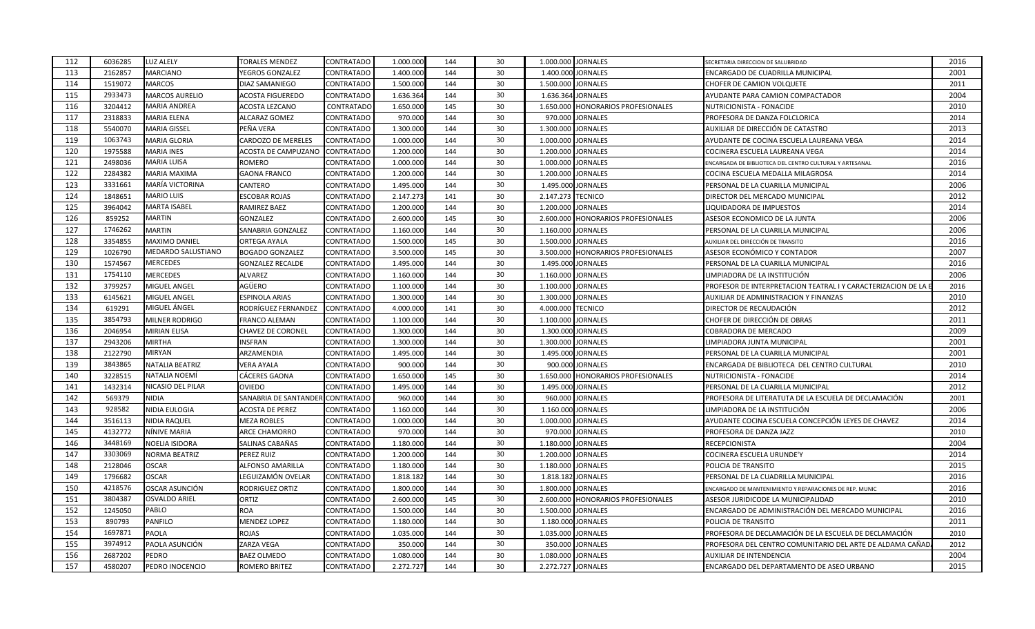| 112 | 6036285 | LUZ ALELY | TORALES MENDEZ | CONTRATADO | 1.000.000 | 144 | 30 | 1.000.000 | JORNALES | SECRETARIA DIRECCION DE SALUBRIDAD | 2016 |
|---|---|---|---|---|---|---|---|---|---|---|---|
| 113 | 2162857 | MARCIANO | YEGROS GONZALEZ | CONTRATADO | 1.400.000 | 144 | 30 | 1.400.000 | JORNALES | ENCARGADO DE CUADRILLA MUNICIPAL | 2001 |
| 114 | 1519072 | MARCOS | DIAZ SAMANIEGO | CONTRATADO | 1.500.000 | 144 | 30 | 1.500.000 | JORNALES | CHOFER DE CAMION VOLQUETE | 2011 |
| 115 | 2933473 | MARCOS AURELIO | ACOSTA FIGUEREDO | CONTRATADO | 1.636.364 | 144 | 30 | 1.636.364 | JORNALES | AYUDANTE PARA CAMION COMPACTADOR | 2004 |
| 116 | 3204412 | MARIA ANDREA | ACOSTA LEZCANO | CONTRATADO | 1.650.000 | 145 | 30 | 1.650.000 | HONORARIOS PROFESIONALES | NUTRICIONISTA - FONACIDE | 2010 |
| 117 | 2318833 | MARIA ELENA | ALCARAZ GOMEZ | CONTRATADO | 970.000 | 144 | 30 | 970.000 | JORNALES | PROFESORA DE DANZA FOLCLORICA | 2014 |
| 118 | 5540070 | MARIA GISSEL | PEÑA VERA | CONTRATADO | 1.300.000 | 144 | 30 | 1.300.000 | JORNALES | AUXILIAR DE DIRECCIÓN DE CATASTRO | 2013 |
| 119 | 1063743 | MARIA GLORIA | CARDOZO DE MERELES | CONTRATADO | 1.000.000 | 144 | 30 | 1.000.000 | JORNALES | AYUDANTE DE COCINA ESCUELA LAUREANA VEGA | 2014 |
| 120 | 1975588 | MARIA INES | ACOSTA DE CAMPUZANO | CONTRATADO | 1.200.000 | 144 | 30 | 1.200.000 | JORNALES | COCINERA ESCUELA LAUREANA VEGA | 2014 |
| 121 | 2498036 | MARIA LUISA | ROMERO | CONTRATADO | 1.000.000 | 144 | 30 | 1.000.000 | JORNALES | ENCARGADA DE BIBLIOTECA DEL CENTRO CULTURAL Y ARTESANAL | 2016 |
| 122 | 2284382 | MARIA MAXIMA | GAONA FRANCO | CONTRATADO | 1.200.000 | 144 | 30 | 1.200.000 | JORNALES | COCINA ESCUELA MEDALLA MILAGROSA | 2014 |
| 123 | 3331661 | MARÍA VICTORINA | CANTERO | CONTRATADO | 1.495.000 | 144 | 30 | 1.495.000 | JORNALES | PERSONAL DE LA CUARILLA MUNICIPAL | 2006 |
| 124 | 1848651 | MARIO LUIS | ESCOBAR ROJAS | CONTRATADO | 2.147.273 | 141 | 30 | 2.147.273 | TECNICO | DIRECTOR DEL MERCADO MUNICIPAL | 2012 |
| 125 | 3964042 | MARTA ISABEL | RAMIREZ BAEZ | CONTRATADO | 1.200.000 | 144 | 30 | 1.200.000 | JORNALES | LIQUIDADORA DE IMPUESTOS | 2014 |
| 126 | 859252 | MARTIN | GONZALEZ | CONTRATADO | 2.600.000 | 145 | 30 | 2.600.000 | HONORARIOS PROFESIONALES | ASESOR ECONOMICO DE LA JUNTA | 2006 |
| 127 | 1746262 | MARTIN | SANABRIA GONZALEZ | CONTRATADO | 1.160.000 | 144 | 30 | 1.160.000 | JORNALES | PERSONAL DE LA CUARILLA MUNICIPAL | 2006 |
| 128 | 3354855 | MAXIMO DANIEL | ORTEGA AYALA | CONTRATADO | 1.500.000 | 145 | 30 | 1.500.000 | JORNALES | AUXILIAR DEL DIRECCIÓN DE TRANSITO | 2016 |
| 129 | 1026790 | MEDARDO SALUSTIANO | BOGADO GONZALEZ | CONTRATADO | 3.500.000 | 145 | 30 | 3.500.000 | HONORARIOS PROFESIONALES | ASESOR ECONÓMICO Y CONTADOR | 2007 |
| 130 | 1574567 | MERCEDES | GONZALEZ RECALDE | CONTRATADO | 1.495.000 | 144 | 30 | 1.495.000 | JORNALES | PERSONAL DE LA CUARILLA MUNICIPAL | 2016 |
| 131 | 1754110 | MERCEDES | ALVAREZ | CONTRATADO | 1.160.000 | 144 | 30 | 1.160.000 | JORNALES | LIMPIADORA DE LA INSTITUCIÓN | 2006 |
| 132 | 3799257 | MIGUEL ANGEL | AGÜERO | CONTRATADO | 1.100.000 | 144 | 30 | 1.100.000 | JORNALES | PROFESOR DE INTERPRETACION TEATRAL I Y CARACTERIZACION DE LA E | 2016 |
| 133 | 6145621 | MIGUEL ANGEL | ESPINOLA ARIAS | CONTRATADO | 1.300.000 | 144 | 30 | 1.300.000 | JORNALES | AUXILIAR DE ADMINISTRACION Y FINANZAS | 2010 |
| 134 | 619291 | MIGUEL ÁNGEL | RODRÍGUEZ FERNANDEZ | CONTRATADO | 4.000.000 | 141 | 30 | 4.000.000 | TECNICO | DIRECTOR DE RECAUDACIÓN | 2012 |
| 135 | 3854793 | MILNER RODRIGO | FRANCO ALEMAN | CONTRATADO | 1.100.000 | 144 | 30 | 1.100.000 | JORNALES | CHOFER DE DIRECCIÓN DE OBRAS | 2011 |
| 136 | 2046954 | MIRIAN ELISA | CHAVEZ DE CORONEL | CONTRATADO | 1.300.000 | 144 | 30 | 1.300.000 | JORNALES | COBRADORA DE MERCADO | 2009 |
| 137 | 2943206 | MIRTHA | INSFRAN | CONTRATADO | 1.300.000 | 144 | 30 | 1.300.000 | JORNALES | LIMPIADORA JUNTA MUNICIPAL | 2001 |
| 138 | 2122790 | MIRYAN | ARZAMENDIA | CONTRATADO | 1.495.000 | 144 | 30 | 1.495.000 | JORNALES | PERSONAL DE LA CUARILLA MUNICIPAL | 2001 |
| 139 | 3843865 | NATALIA BEATRIZ | VERA AYALA | CONTRATADO | 900.000 | 144 | 30 | 900.000 | JORNALES | ENCARGADA DE BIBLIOTECA DEL CENTRO CULTURAL | 2010 |
| 140 | 3228515 | NATALIA NOEMÍ | CÁCERES GAONA | CONTRATADO | 1.650.000 | 145 | 30 | 1.650.000 | HONORARIOS PROFESIONALES | NUTRICIONISTA - FONACIDE | 2014 |
| 141 | 1432314 | NICASIO DEL PILAR | OVIEDO | CONTRATADO | 1.495.000 | 144 | 30 | 1.495.000 | JORNALES | PERSONAL DE LA CUARILLA MUNICIPAL | 2012 |
| 142 | 569379 | NIDIA | SANABRIA DE SANTANDER | CONTRATADO | 960.000 | 144 | 30 | 960.000 | JORNALES | PROFESORA DE LITERATUTA DE LA ESCUELA DE DECLAMACIÓN | 2001 |
| 143 | 928582 | NIDIA EULOGIA | ACOSTA DE PEREZ | CONTRATADO | 1.160.000 | 144 | 30 | 1.160.000 | JORNALES | LIMPIADORA DE LA INSTITUCIÓN | 2006 |
| 144 | 3516113 | NIDIA RAQUEL | MEZA ROBLES | CONTRATADO | 1.000.000 | 144 | 30 | 1.000.000 | JORNALES | AYUDANTE COCINA ESCUELA CONCEPCIÓN LEYES DE CHAVEZ | 2014 |
| 145 | 4132772 | NÍNIVE MARIA | ARCE CHAMORRO | CONTRATADO | 970.000 | 144 | 30 | 970.000 | JORNALES | PROFESORA DE DANZA JAZZ | 2010 |
| 146 | 3448169 | NOELIA ISIDORA | SALINAS CABAÑAS | CONTRATADO | 1.180.000 | 144 | 30 | 1.180.000 | JORNALES | RECEPCIONISTA | 2004 |
| 147 | 3303069 | NORMA BEATRIZ | PEREZ RUIZ | CONTRATADO | 1.200.000 | 144 | 30 | 1.200.000 | JORNALES | COCINERA ESCUELA URUNDE'Y | 2014 |
| 148 | 2128046 | OSCAR | ALFONSO AMARILLA | CONTRATADO | 1.180.000 | 144 | 30 | 1.180.000 | JORNALES | POLICIA DE TRANSITO | 2015 |
| 149 | 1796682 | OSCAR | LEGUIZAMÓN OVELAR | CONTRATADO | 1.818.182 | 144 | 30 | 1.818.182 | JORNALES | PERSONAL DE LA CUADRILLA MUNICIPAL | 2016 |
| 150 | 4218576 | OSCAR ASUNCIÓN | RODRIGUEZ ORTIZ | CONTRATADO | 1.800.000 | 144 | 30 | 1.800.000 | JORNALES | ENCARGADO DE MANTENIMIENTO Y REPARACIONES DE REP. MUNIC | 2016 |
| 151 | 3804387 | OSVALDO ARIEL | ORTIZ | CONTRATADO | 2.600.000 | 145 | 30 | 2.600.000 | HONORARIOS PROFESIONALES | ASESOR JURIDICODE LA MUNICIPALIDAD | 2010 |
| 152 | 1245050 | PABLO | ROA | CONTRATADO | 1.500.000 | 144 | 30 | 1.500.000 | JORNALES | ENCARGADO DE ADMINISTRACIÓN DEL MERCADO MUNICIPAL | 2016 |
| 153 | 890793 | PANFILO | MENDEZ LOPEZ | CONTRATADO | 1.180.000 | 144 | 30 | 1.180.000 | JORNALES | POLICIA DE TRANSITO | 2011 |
| 154 | 1697871 | PAOLA | ROJAS | CONTRATADO | 1.035.000 | 144 | 30 | 1.035.000 | JORNALES | PROFESORA DE DECLAMACIÓN DE LA ESCUELA DE DECLAMACIÓN | 2010 |
| 155 | 3974912 | PAOLA ASUNCIÓN | ZARZA VEGA | CONTRATADO | 350.000 | 144 | 30 | 350.000 | JORNALES | PROFESORA DEL CENTRO COMUNITARIO DEL ARTE DE ALDAMA CAÑADA | 2012 |
| 156 | 2687202 | PEDRO | BAEZ OLMEDO | CONTRATADO | 1.080.000 | 144 | 30 | 1.080.000 | JORNALES | AUXILIAR DE INTENDENCIA | 2004 |
| 157 | 4580207 | PEDRO INOCENCIO | ROMERO BRITEZ | CONTRATADO | 2.272.727 | 144 | 30 | 2.272.727 | JORNALES | ENCARGADO DEL DEPARTAMENTO DE ASEO URBANO | 2015 |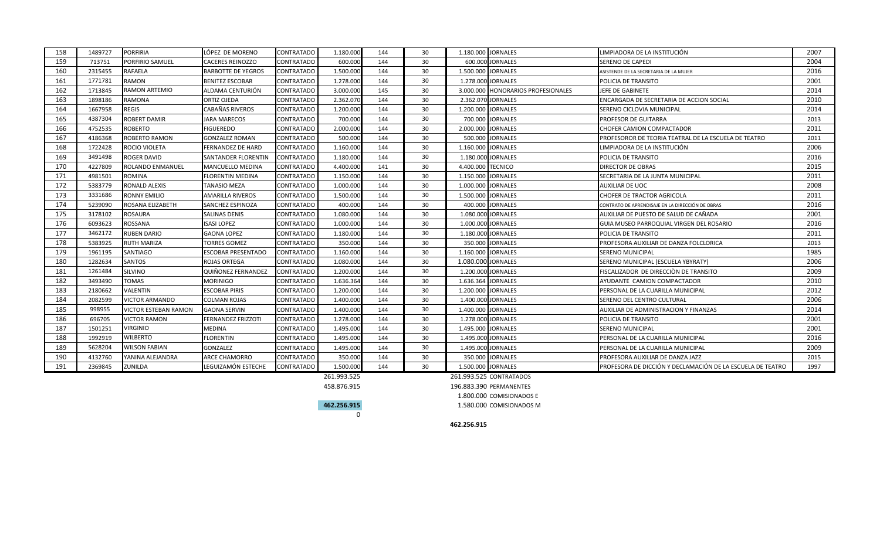| | | | | | | | | | | | |
|---|---|---|---|---|---|---|---|---|---|---|---|
| 158 | 1489727 | PORFIRIA | LÓPEZ DE MORENO | CONTRATADO | 1.180.000 | 144 | 30 | 1.180.000 | JORNALES | LIMPIADORA DE LA INSTITUCIÓN | 2007 |
| 159 | 713751 | PORFIRIO SAMUEL | CACERES REINOZZO | CONTRATADO | 600.000 | 144 | 30 | 600.000 | JORNALES | SERENO DE CAPEDI | 2004 |
| 160 | 2315455 | RAFAELA | BARBOTTE DE YEGROS | CONTRATADO | 1.500.000 | 144 | 30 | 1.500.000 | JORNALES | ASISTENDE DE LA SECRETARIA DE LA MUJER | 2016 |
| 161 | 1771781 | RAMON | BENITEZ ESCOBAR | CONTRATADO | 1.278.000 | 144 | 30 | 1.278.000 | JORNALES | POLICIA DE TRANSITO | 2001 |
| 162 | 1713845 | RAMON ARTEMIO | ALDAMA CENTURIÓN | CONTRATADO | 3.000.000 | 145 | 30 | 3.000.000 | HONORARIOS PROFESIONALES | JEFE DE GABINETE | 2014 |
| 163 | 1898186 | RAMONA | ORTIZ OJEDA | CONTRATADO | 2.362.070 | 144 | 30 | 2.362.070 | JORNALES | ENCARGADA DE SECRETARIA DE ACCION SOCIAL | 2010 |
| 164 | 1667958 | REGIS | CABAÑAS RIVEROS | CONTRATADO | 1.200.000 | 144 | 30 | 1.200.000 | JORNALES | SERENO CICLOVIA MUNICIPAL | 2014 |
| 165 | 4387304 | ROBERT DAMIR | JARA MARECOS | CONTRATADO | 700.000 | 144 | 30 | 700.000 | JORNALES | PROFESOR DE GUITARRA | 2013 |
| 166 | 4752535 | ROBERTO | FIGUEREDO | CONTRATADO | 2.000.000 | 144 | 30 | 2.000.000 | JORNALES | CHOFER CAMION COMPACTADOR | 2011 |
| 167 | 4186368 | ROBERTO RAMON | GONZALEZ ROMAN | CONTRATADO | 500.000 | 144 | 30 | 500.000 | JORNALES | PROFESOROR DE TEORIA TEATRAL DE LA ESCUELA DE TEATRO | 2011 |
| 168 | 1722428 | ROCIO VIOLETA | FERNANDEZ DE HARD | CONTRATADO | 1.160.000 | 144 | 30 | 1.160.000 | JORNALES | LIMPIADORA DE LA INSTITUCIÓN | 2006 |
| 169 | 3491498 | ROGER DAVID | SANTANDER FLORENTIN | CONTRATADO | 1.180.000 | 144 | 30 | 1.180.000 | JORNALES | POLICIA DE TRANSITO | 2016 |
| 170 | 4227809 | ROLANDO ENMANUEL | MANCUELLO MEDINA | CONTRATADO | 4.400.000 | 141 | 30 | 4.400.000 | TECNICO | DIRECTOR DE OBRAS | 2015 |
| 171 | 4981501 | ROMINA | FLORENTIN MEDINA | CONTRATADO | 1.150.000 | 144 | 30 | 1.150.000 | JORNALES | SECRETARIA DE LA JUNTA MUNICIPAL | 2011 |
| 172 | 5383779 | RONALD ALEXIS | TANASIO MEZA | CONTRATADO | 1.000.000 | 144 | 30 | 1.000.000 | JORNALES | AUXILIAR DE UOC | 2008 |
| 173 | 3331686 | RONNY EMILIO | AMARILLA RIVEROS | CONTRATADO | 1.500.000 | 144 | 30 | 1.500.000 | JORNALES | CHOFER DE TRACTOR AGRICOLA | 2011 |
| 174 | 5239090 | ROSANA ELIZABETH | SANCHEZ ESPINOZA | CONTRATADO | 400.000 | 144 | 30 | 400.000 | JORNALES | CONTRATO DE APRENDISAJE EN LA DIRECCIÓN DE OBRAS | 2016 |
| 175 | 3178102 | ROSAURA | SALINAS DENIS | CONTRATADO | 1.080.000 | 144 | 30 | 1.080.000 | JORNALES | AUXILIAR DE PUESTO DE SALUD DE CAÑADA | 2001 |
| 176 | 6093623 | ROSSANA | ISASI LOPEZ | CONTRATADO | 1.000.000 | 144 | 30 | 1.000.000 | JORNALES | GUIA MUSEO PARROQUIAL VIRGEN DEL ROSARIO | 2016 |
| 177 | 3462172 | RUBEN DARIO | GAONA LOPEZ | CONTRATADO | 1.180.000 | 144 | 30 | 1.180.000 | JORNALES | POLICIA DE TRANSITO | 2011 |
| 178 | 5383925 | RUTH MARIZA | TORRES GOMEZ | CONTRATADO | 350.000 | 144 | 30 | 350.000 | JORNALES | PROFESORA AUXILIAR DE DANZA FOLCLORICA | 2013 |
| 179 | 1961195 | SANTIAGO | ESCOBAR PRESENTADO | CONTRATADO | 1.160.000 | 144 | 30 | 1.160.000 | JORNALES | SERENO MUNICIPAL | 1985 |
| 180 | 1282634 | SANTOS | ROJAS ORTEGA | CONTRATADO | 1.080.000 | 144 | 30 | 1.080.000 | JORNALES | SERENO MUNICIPAL (ESCUELA YBYRATY) | 2006 |
| 181 | 1261484 | SILVINO | QUIÑONEZ FERNANDEZ | CONTRATADO | 1.200.000 | 144 | 30 | 1.200.000 | JORNALES | FISCALIZADOR DE DIRECCIÒN DE TRANSITO | 2009 |
| 182 | 3493490 | TOMAS | MORINIGO | CONTRATADO | 1.636.364 | 144 | 30 | 1.636.364 | JORNALES | AYUDANTE CAMION COMPACTADOR | 2010 |
| 183 | 2180662 | VALENTIN | ESCOBAR PIRIS | CONTRATADO | 1.200.000 | 144 | 30 | 1.200.000 | JORNALES | PERSONAL DE LA CUARILLA MUNICIPAL | 2012 |
| 184 | 2082599 | VICTOR ARMANDO | COLMAN ROJAS | CONTRATADO | 1.400.000 | 144 | 30 | 1.400.000 | JORNALES | SERENO DEL CENTRO CULTURAL | 2006 |
| 185 | 998955 | VICTOR ESTEBAN RAMON | GAONA SERVIN | CONTRATADO | 1.400.000 | 144 | 30 | 1.400.000 | JORNALES | AUXILIAR DE ADMINISTRACION Y FINANZAS | 2014 |
| 186 | 696705 | VICTOR RAMON | FERNANDEZ FRIZZOTI | CONTRATADO | 1.278.000 | 144 | 30 | 1.278.000 | JORNALES | POLICIA DE TRANSITO | 2001 |
| 187 | 1501251 | VIRGINIO | MEDINA | CONTRATADO | 1.495.000 | 144 | 30 | 1.495.000 | JORNALES | SERENO MUNICIPAL | 2001 |
| 188 | 1992919 | WILBERTO | FLORENTIN | CONTRATADO | 1.495.000 | 144 | 30 | 1.495.000 | JORNALES | PERSONAL DE LA CUARILLA MUNICIPAL | 2016 |
| 189 | 5628204 | WILSON FABIAN | GONZALEZ | CONTRATADO | 1.495.000 | 144 | 30 | 1.495.000 | JORNALES | PERSONAL DE LA CUARILLA MUNICIPAL | 2009 |
| 190 | 4132760 | YANINA ALEJANDRA | ARCE CHAMORRO | CONTRATADO | 350.000 | 144 | 30 | 350.000 | JORNALES | PROFESORA AUXILIAR DE DANZA JAZZ | 2015 |
| 191 | 2369845 | ZUNILDA | LEGUIZAMÓN ESTECHE | CONTRATADO | 1.500.000 | 144 | 30 | 1.500.000 | JORNALES | PROFESORA DE DICCIÓN Y DECLAMACIÓN DE LA ESCUELA DE TEATRO | 1997 |
| | | | | | 261.993.525 | | | 261.993.525 | CONTRATADOS | | |
| | | | | | 458.876.915 | | | 196.883.390 | PERMANENTES | | |
| | | | | | | | | 1.800.000 | COMISIONADOS E | | |
| | | | | | **462.256.915** | | | 1.580.000 | COMISIONADOS M | | |
| | | | | | 0 | | | | | | |
| | | | | | | | | **462.256.915** | | | |